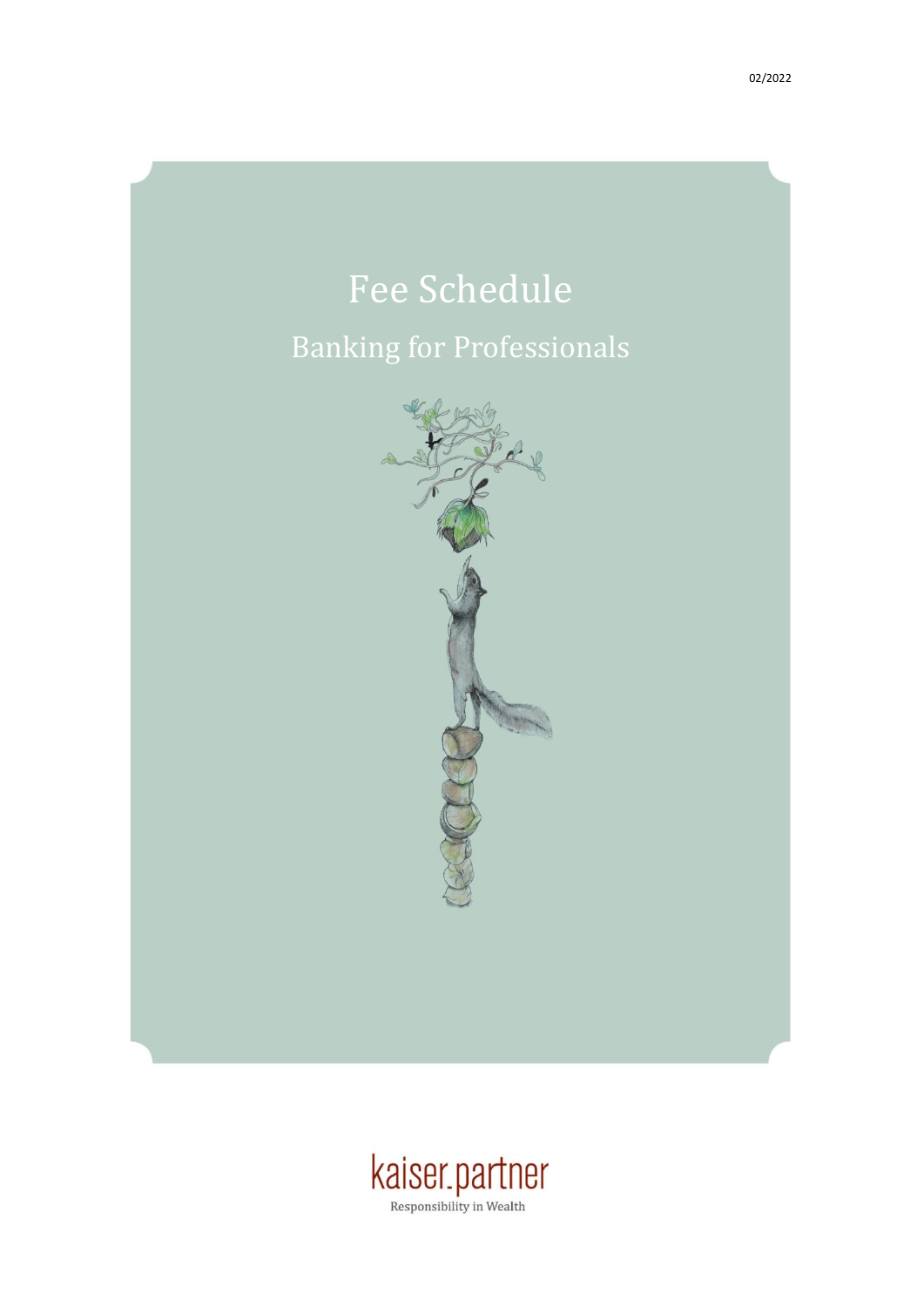02/2022

# Fee Schedule

## Banking for Professionals

kaiser.partner

Responsibility in Wealth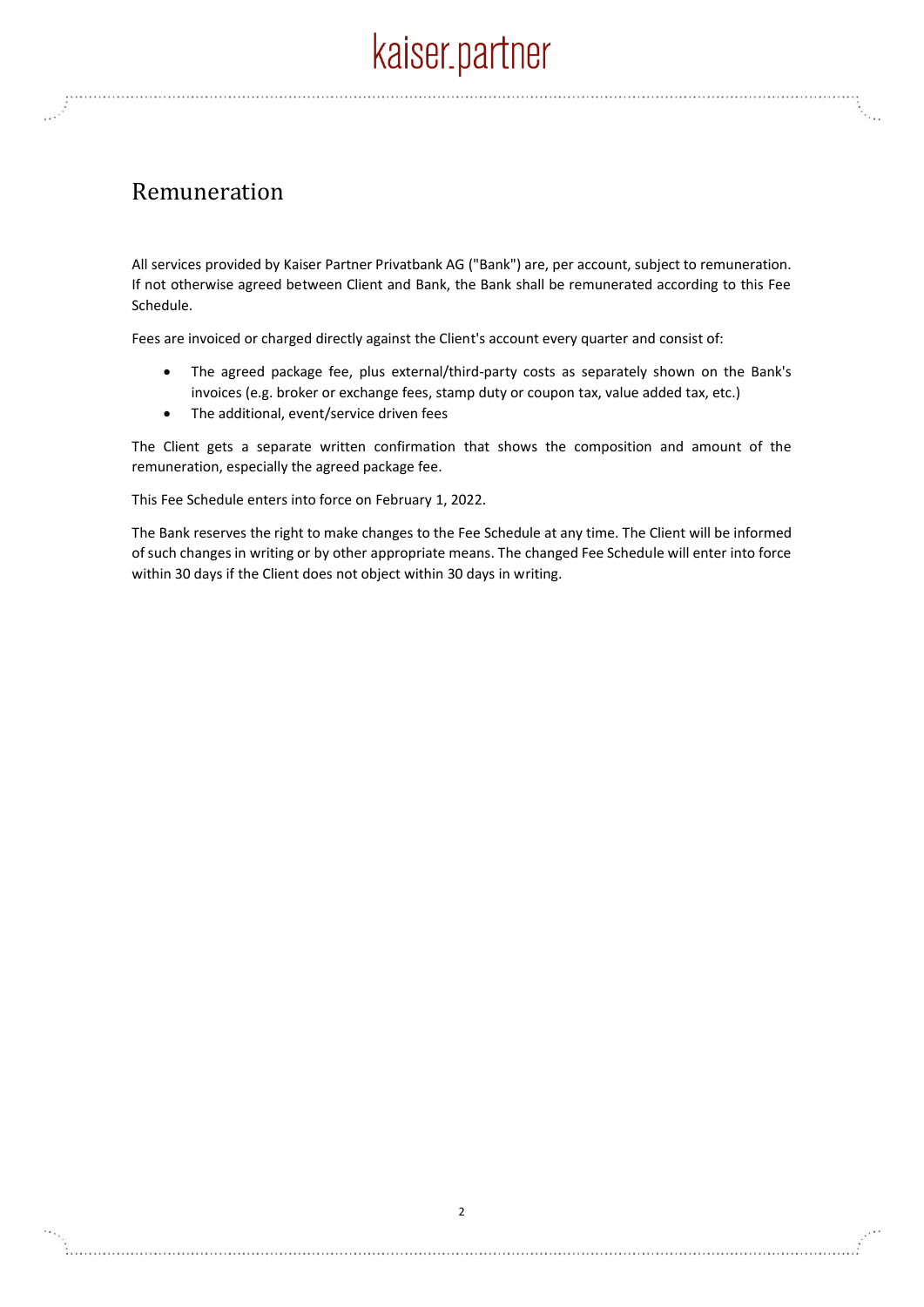# Remuneration

All services provided by Kaiser Partner Privatbank AG ("Bank") are, per account, subject to remuneration. If not otherwise agreed between Client and Bank, the Bank shall be remunerated according to this Fee Schedule.

Fees are invoiced or charged directly against the Client's account every quarter and consist of:

- The agreed package fee, plus external/third-party costs as separately shown on the Bank's invoices (e.g. broker or exchange fees, stamp duty or coupon tax, value added tax, etc.)
- The additional, event/service driven fees

The Client gets a separate written confirmation that shows the composition and amount of the remuneration, especially the agreed package fee.

This Fee Schedule enters into force on February 1, 2022.

The Bank reserves the right to make changes to the Fee Schedule at any time. The Client will be informed of such changes in writing or by other appropriate means. The changed Fee Schedule will enter into force within 30 days if the Client does not object within 30 days in writing.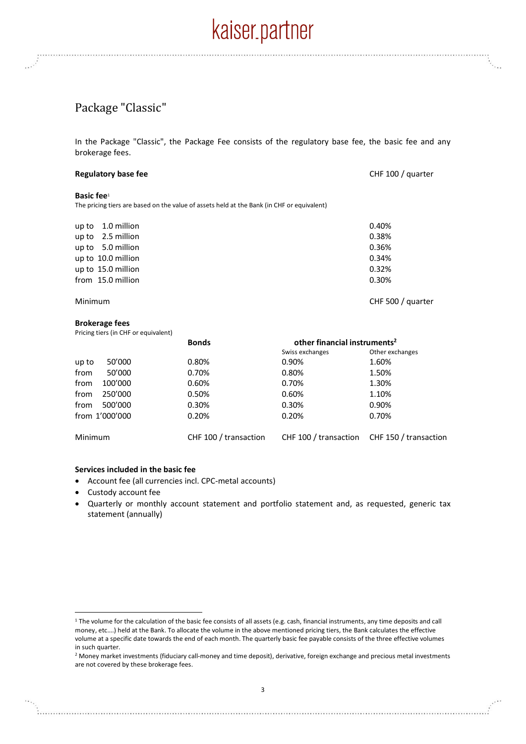## Package "Classic"

In the Package "Classic", the Package Fee consists of the regulatory base fee, the basic fee and any brokerage fees.

| **Regulatory base fee** | CHF 100 / quarter |
|---|---|

**Basic fee**[1]

The pricing tiers are based on the value of assets held at the Bank (in CHF or equivalent)

| | |
|---|---|
| up to 1.0 million | 0.40% |
| up to 2.5 million | 0.38% |
| up to 5.0 million | 0.36% |
| up to 10.0 million | 0.34% |
| up to 15.0 million | 0.32% |
| from 15.0 million | 0.30% |
| Minimum | CHF 500 / quarter |

**Brokerage fees**

Pricing tiers (in CHF or equivalent)

| | **Bonds** | **other financial instruments**[2] | |
|---|---|---|---|
| | | Swiss exchanges | Other exchanges |
| up to 50'000 | 0.80% | 0.90% | 1.60% |
| from 50'000 | 0.70% | 0.80% | 1.50% |
| from 100'000 | 0.60% | 0.70% | 1.30% |
| from 250'000 | 0.50% | 0.60% | 1.10% |
| from 500'000 | 0.30% | 0.30% | 0.90% |
| from 1'000'000 | 0.20% | 0.20% | 0.70% |
| Minimum | CHF 100 / transaction | CHF 100 / transaction | CHF 150 / transaction |

**Services included in the basic fee**

- Account fee (all currencies incl. CPC-metal accounts)
- Custody account fee
- Quarterly or monthly account statement and portfolio statement and, as requested, generic tax statement (annually)

---

[1] The volume for the calculation of the basic fee consists of all assets (e.g. cash, financial instruments, any time deposits and call money, etc.…) held at the Bank. To allocate the volume in the above mentioned pricing tiers, the Bank calculates the effective volume at a specific date towards the end of each month. The quarterly basic fee payable consists of the three effective volumes in such quarter.

[2] Money market investments (fiduciary call-money and time deposit), derivative, foreign exchange and precious metal investments are not covered by these brokerage fees.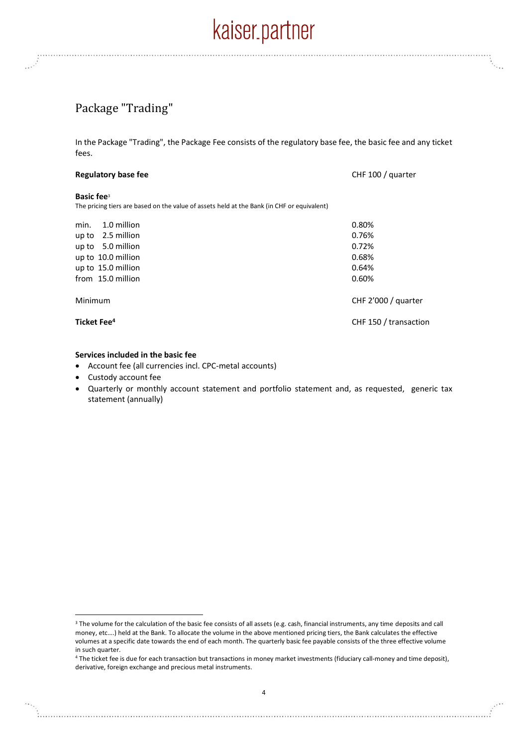## Package "Trading"

In the Package "Trading", the Package Fee consists of the regulatory base fee, the basic fee and any ticket fees.

| | |
|---|---|
| **Regulatory base fee** | CHF 100 / quarter |
| **Basic fee**[3] | |
| The pricing tiers are based on the value of assets held at the Bank (in CHF or equivalent) | |
| min. 1.0 million | 0.80% |
| up to 2.5 million | 0.76% |
| up to 5.0 million | 0.72% |
| up to 10.0 million | 0.68% |
| up to 15.0 million | 0.64% |
| from 15.0 million | 0.60% |
| Minimum | CHF 2'000 / quarter |
| **Ticket Fee**[4] | CHF 150 / transaction |

**Services included in the basic fee**

- Account fee (all currencies incl. CPC-metal accounts)
- Custody account fee
- Quarterly or monthly account statement and portfolio statement and, as requested, generic tax statement (annually)

---

[3] The volume for the calculation of the basic fee consists of all assets (e.g. cash, financial instruments, any time deposits and call money, etc.…) held at the Bank. To allocate the volume in the above mentioned pricing tiers, the Bank calculates the effective volumes at a specific date towards the end of each month. The quarterly basic fee payable consists of the three effective volume in such quarter.

[4] The ticket fee is due for each transaction but transactions in money market investments (fiduciary call-money and time deposit), derivative, foreign exchange and precious metal instruments.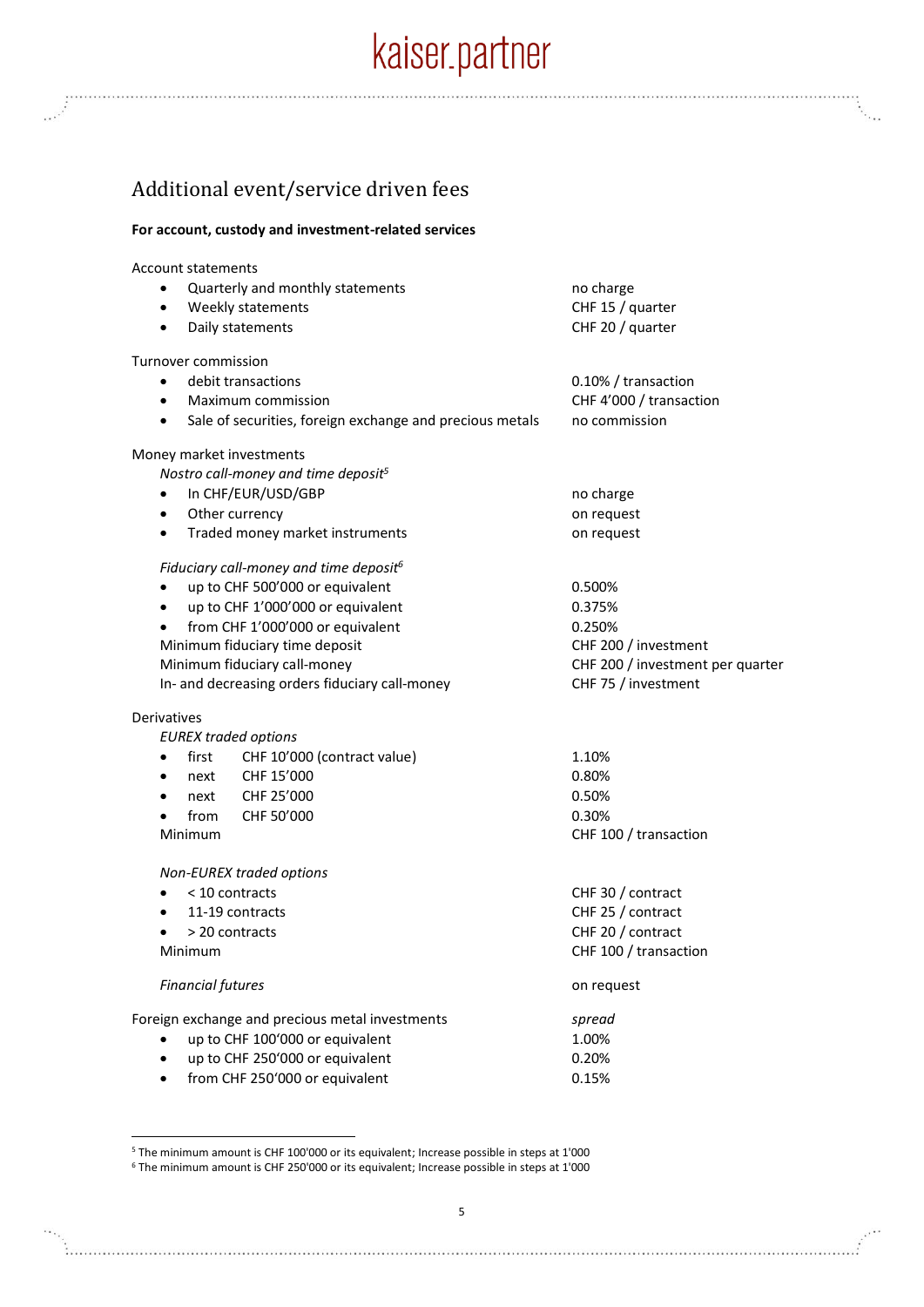## Additional event/service driven fees

**For account, custody and investment-related services**

Account statements

- Quarterly and monthly statements — no charge
- Weekly statements — CHF 15 / quarter
- Daily statements — CHF 20 / quarter

Turnover commission

- debit transactions — 0.10% / transaction
- Maximum commission — CHF 4’000 / transaction
- Sale of securities, foreign exchange and precious metals — no commission

Money market investments

*Nostro call-money and time deposit*[5]

- In CHF/EUR/USD/GBP — no charge
- Other currency — on request
- Traded money market instruments — on request

*Fiduciary call-money and time deposit*[6]

- up to CHF 500’000 or equivalent — 0.500%
- up to CHF 1’000’000 or equivalent — 0.375%
- from CHF 1’000’000 or equivalent — 0.250%

Minimum fiduciary time deposit — CHF 200 / investment
Minimum fiduciary call-money — CHF 200 / investment per quarter
In- and decreasing orders fiduciary call-money — CHF 75 / investment

Derivatives

*EUREX traded options*

- first CHF 10’000 (contract value) — 1.10%
- next CHF 15’000 — 0.80%
- next CHF 25’000 — 0.50%
- from CHF 50’000 — 0.30%

Minimum — CHF 100 / transaction

*Non-EUREX traded options*

- < 10 contracts — CHF 30 / contract
- 11-19 contracts — CHF 25 / contract
- > 20 contracts — CHF 20 / contract

Minimum — CHF 100 / transaction

*Financial futures* — on request

Foreign exchange and precious metal investments — *spread*

- up to CHF 100’000 or equivalent — 1.00%
- up to CHF 250’000 or equivalent — 0.20%
- from CHF 250’000 or equivalent — 0.15%

---

[5] The minimum amount is CHF 100'000 or its equivalent; Increase possible in steps at 1'000
[6] The minimum amount is CHF 250'000 or its equivalent; Increase possible in steps at 1'000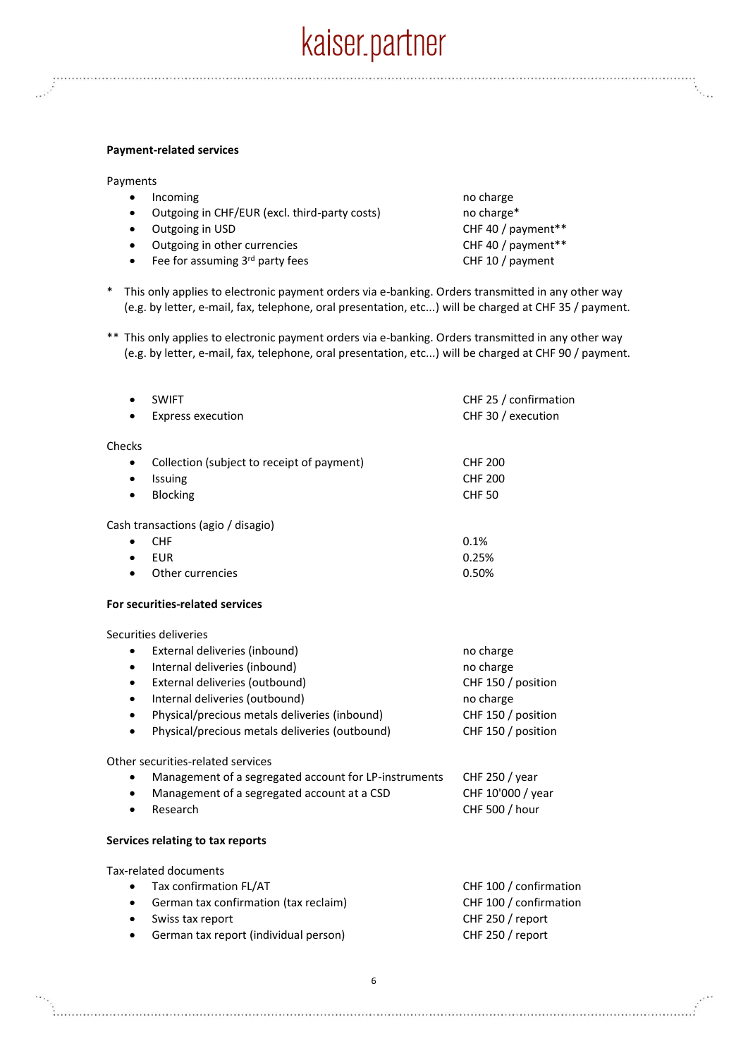**Payment-related services**

Payments

| | |
|---|---|
| • Incoming | no charge |
| • Outgoing in CHF/EUR (excl. third-party costs) | no charge* |
| • Outgoing in USD | CHF 40 / payment** |
| • Outgoing in other currencies | CHF 40 / payment** |
| • Fee for assuming 3rd party fees | CHF 10 / payment |

\* This only applies to electronic payment orders via e-banking. Orders transmitted in any other way (e.g. by letter, e-mail, fax, telephone, oral presentation, etc...) will be charged at CHF 35 / payment.

\*\* This only applies to electronic payment orders via e-banking. Orders transmitted in any other way (e.g. by letter, e-mail, fax, telephone, oral presentation, etc...) will be charged at CHF 90 / payment.

| | |
|---|---|
| • SWIFT | CHF 25 / confirmation |
| • Express execution | CHF 30 / execution |

Checks

| | |
|---|---|
| • Collection (subject to receipt of payment) | CHF 200 |
| • Issuing | CHF 200 |
| • Blocking | CHF 50 |

Cash transactions (agio / disagio)

| | |
|---|---|
| • CHF | 0.1% |
| • EUR | 0.25% |
| • Other currencies | 0.50% |

**For securities-related services**

Securities deliveries

| | |
|---|---|
| • External deliveries (inbound) | no charge |
| • Internal deliveries (inbound) | no charge |
| • External deliveries (outbound) | CHF 150 / position |
| • Internal deliveries (outbound) | no charge |
| • Physical/precious metals deliveries (inbound) | CHF 150 / position |
| • Physical/precious metals deliveries (outbound) | CHF 150 / position |

Other securities-related services

| | |
|---|---|
| • Management of a segregated account for LP-instruments | CHF 250 / year |
| • Management of a segregated account at a CSD | CHF 10'000 / year |
| • Research | CHF 500 / hour |

**Services relating to tax reports**

Tax-related documents

| | |
|---|---|
| • Tax confirmation FL/AT | CHF 100 / confirmation |
| • German tax confirmation (tax reclaim) | CHF 100 / confirmation |
| • Swiss tax report | CHF 250 / report |
| • German tax report (individual person) | CHF 250 / report |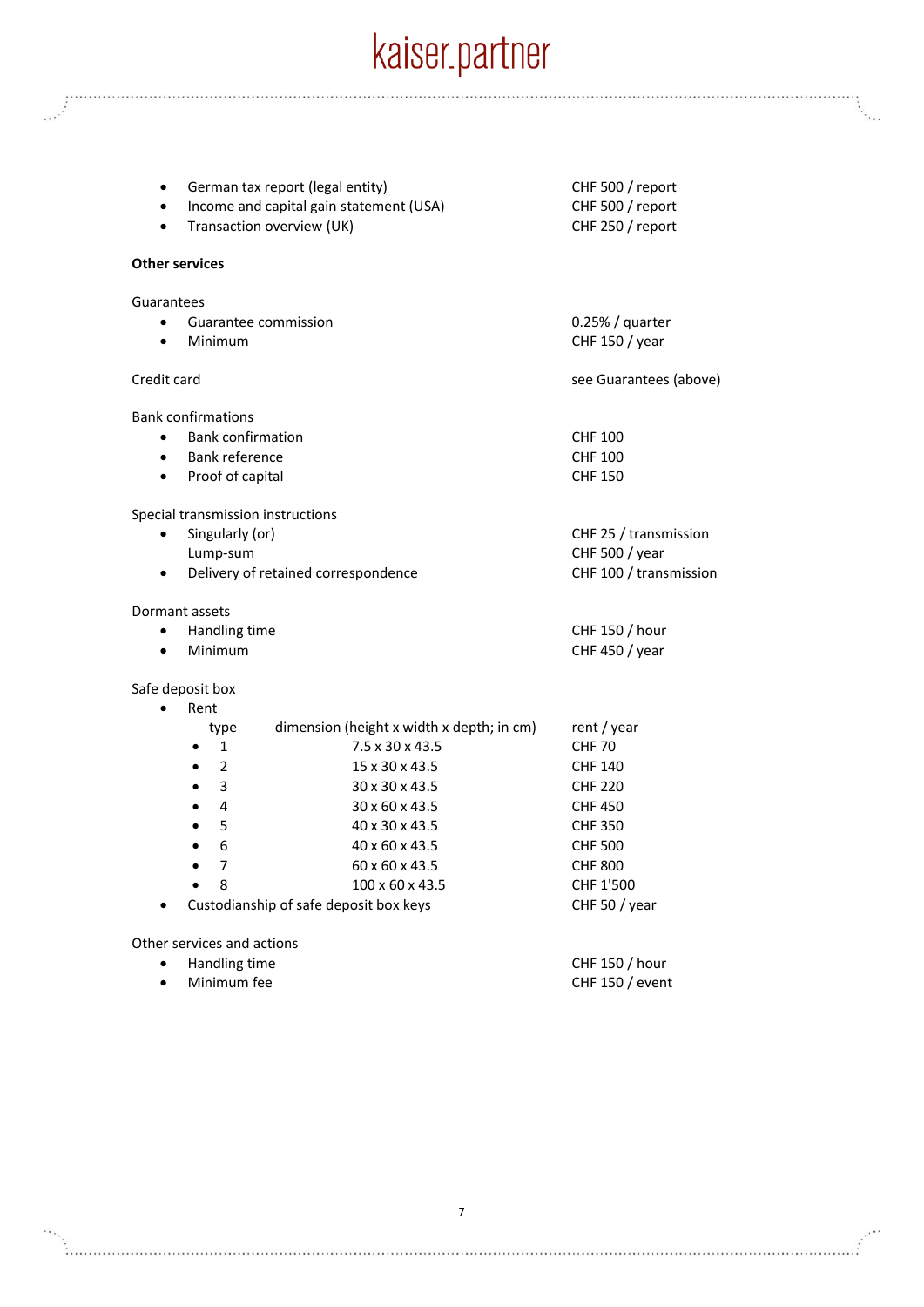- German tax report (legal entity) CHF 500 / report
- Income and capital gain statement (USA) CHF 500 / report
- Transaction overview (UK) CHF 250 / report

**Other services**

Guarantees

- Guarantee commission 0.25% / quarter
- Minimum CHF 150 / year

Credit card see Guarantees (above)

Bank confirmations

- Bank confirmation CHF 100
- Bank reference CHF 100
- Proof of capital CHF 150

Special transmission instructions

- Singularly (or) CHF 25 / transmission
  Lump-sum CHF 500 / year
- Delivery of retained correspondence CHF 100 / transmission

Dormant assets

- Handling time CHF 150 / hour
- Minimum CHF 450 / year

Safe deposit box

- Rent

| type | dimension (height x width x depth; in cm) | rent / year |
|---|---|---|
| 1 | 7.5 x 30 x 43.5 | CHF 70 |
| 2 | 15 x 30 x 43.5 | CHF 140 |
| 3 | 30 x 30 x 43.5 | CHF 220 |
| 4 | 30 x 60 x 43.5 | CHF 450 |
| 5 | 40 x 30 x 43.5 | CHF 350 |
| 6 | 40 x 60 x 43.5 | CHF 500 |
| 7 | 60 x 60 x 43.5 | CHF 800 |
| 8 | 100 x 60 x 43.5 | CHF 1'500 |

- Custodianship of safe deposit box keys CHF 50 / year

Other services and actions

- Handling time CHF 150 / hour
- Minimum fee CHF 150 / event